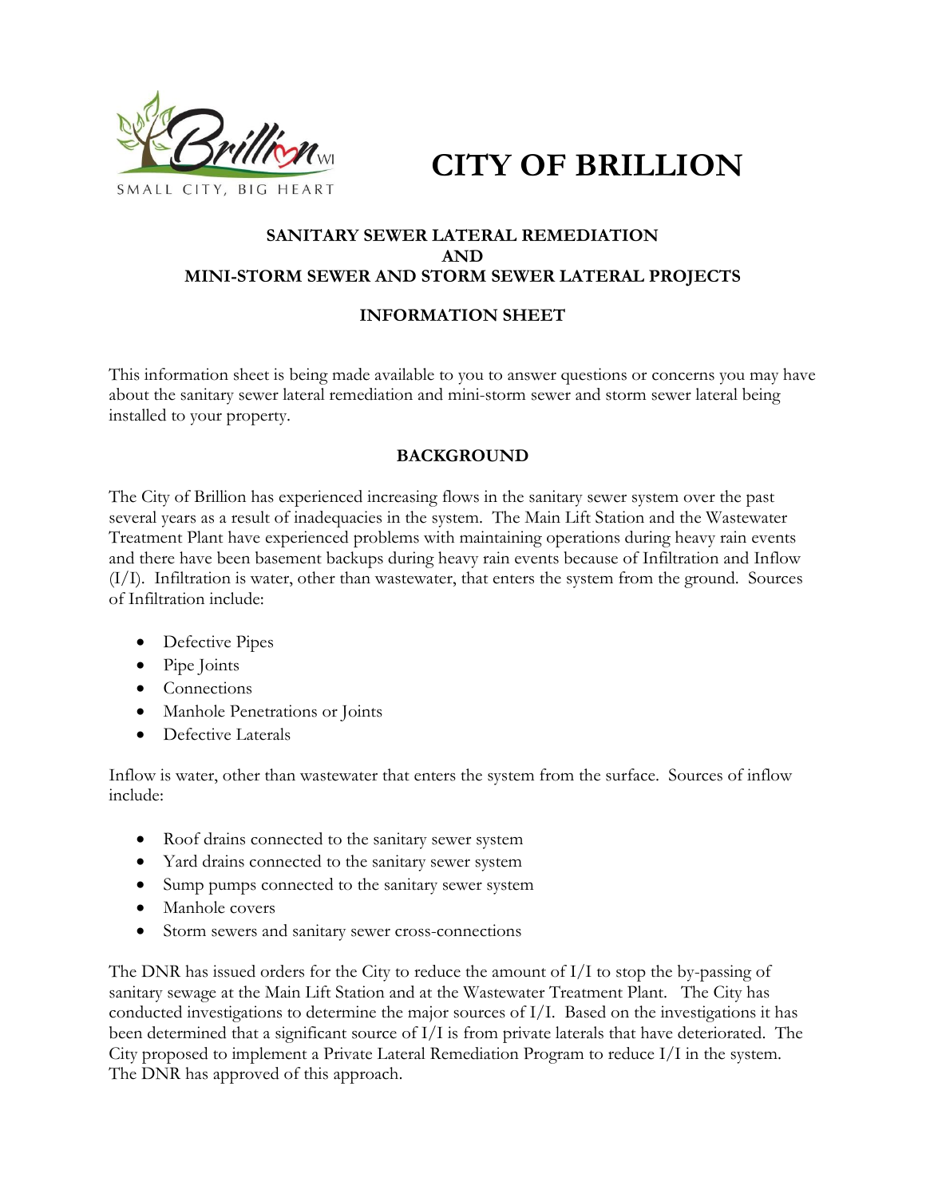# CITY OF BRILLION

### SANITARY SEWER LATERAL REMEDIATION
### AND
### MINI-STORM SEWER AND STORM SEWER LATERAL PROJECTS

### INFORMATION SHEET

This information sheet is being made available to you to answer questions or concerns you may have about the sanitary sewer lateral remediation and mini-storm sewer and storm sewer lateral being installed to your property.

## BACKGROUND

The City of Brillion has experienced increasing flows in the sanitary sewer system over the past several years as a result of inadequacies in the system. The Main Lift Station and the Wastewater Treatment Plant have experienced problems with maintaining operations during heavy rain events and there have been basement backups during heavy rain events because of Infiltration and Inflow (I/I). Infiltration is water, other than wastewater, that enters the system from the ground. Sources of Infiltration include:

- Defective Pipes
- Pipe Joints
- Connections
- Manhole Penetrations or Joints
- Defective Laterals

Inflow is water, other than wastewater that enters the system from the surface. Sources of inflow include:

- Roof drains connected to the sanitary sewer system
- Yard drains connected to the sanitary sewer system
- Sump pumps connected to the sanitary sewer system
- Manhole covers
- Storm sewers and sanitary sewer cross-connections

The DNR has issued orders for the City to reduce the amount of I/I to stop the by-passing of sanitary sewage at the Main Lift Station and at the Wastewater Treatment Plant. The City has conducted investigations to determine the major sources of I/I. Based on the investigations it has been determined that a significant source of I/I is from private laterals that have deteriorated. The City proposed to implement a Private Lateral Remediation Program to reduce I/I in the system. The DNR has approved of this approach.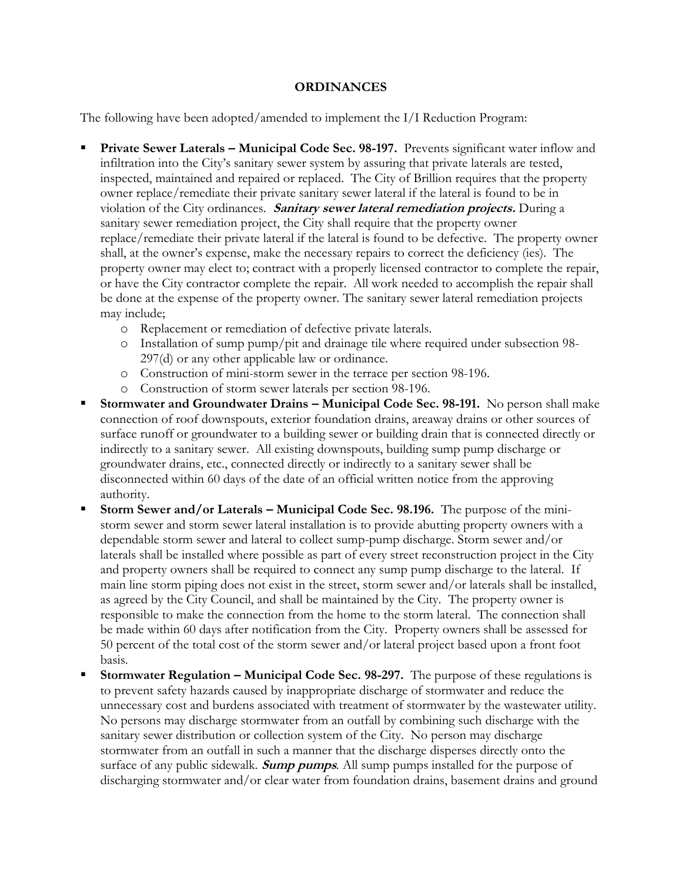## ORDINANCES

The following have been adopted/amended to implement the I/I Reduction Program:

- **Private Sewer Laterals – Municipal Code Sec. 98-197.** Prevents significant water inflow and infiltration into the City's sanitary sewer system by assuring that private laterals are tested, inspected, maintained and repaired or replaced. The City of Brillion requires that the property owner replace/remediate their private sanitary sewer lateral if the lateral is found to be in violation of the City ordinances. ***Sanitary sewer lateral remediation projects.*** During a sanitary sewer remediation project, the City shall require that the property owner replace/remediate their private lateral if the lateral is found to be defective. The property owner shall, at the owner's expense, make the necessary repairs to correct the deficiency (ies). The property owner may elect to; contract with a properly licensed contractor to complete the repair, or have the City contractor complete the repair. All work needed to accomplish the repair shall be done at the expense of the property owner. The sanitary sewer lateral remediation projects may include;
  - Replacement or remediation of defective private laterals.
  - Installation of sump pump/pit and drainage tile where required under subsection 98-297(d) or any other applicable law or ordinance.
  - Construction of mini-storm sewer in the terrace per section 98-196.
  - Construction of storm sewer laterals per section 98-196.
- **Stormwater and Groundwater Drains – Municipal Code Sec. 98-191.** No person shall make connection of roof downspouts, exterior foundation drains, areaway drains or other sources of surface runoff or groundwater to a building sewer or building drain that is connected directly or indirectly to a sanitary sewer. All existing downspouts, building sump pump discharge or groundwater drains, etc., connected directly or indirectly to a sanitary sewer shall be disconnected within 60 days of the date of an official written notice from the approving authority.
- **Storm Sewer and/or Laterals – Municipal Code Sec. 98.196.** The purpose of the mini-storm sewer and storm sewer lateral installation is to provide abutting property owners with a dependable storm sewer and lateral to collect sump-pump discharge. Storm sewer and/or laterals shall be installed where possible as part of every street reconstruction project in the City and property owners shall be required to connect any sump pump discharge to the lateral. If main line storm piping does not exist in the street, storm sewer and/or laterals shall be installed, as agreed by the City Council, and shall be maintained by the City. The property owner is responsible to make the connection from the home to the storm lateral. The connection shall be made within 60 days after notification from the City. Property owners shall be assessed for 50 percent of the total cost of the storm sewer and/or lateral project based upon a front foot basis.
- **Stormwater Regulation – Municipal Code Sec. 98-297.** The purpose of these regulations is to prevent safety hazards caused by inappropriate discharge of stormwater and reduce the unnecessary cost and burdens associated with treatment of stormwater by the wastewater utility. No persons may discharge stormwater from an outfall by combining such discharge with the sanitary sewer distribution or collection system of the City. No person may discharge stormwater from an outfall in such a manner that the discharge disperses directly onto the surface of any public sidewalk. ***Sump pumps***. All sump pumps installed for the purpose of discharging stormwater and/or clear water from foundation drains, basement drains and ground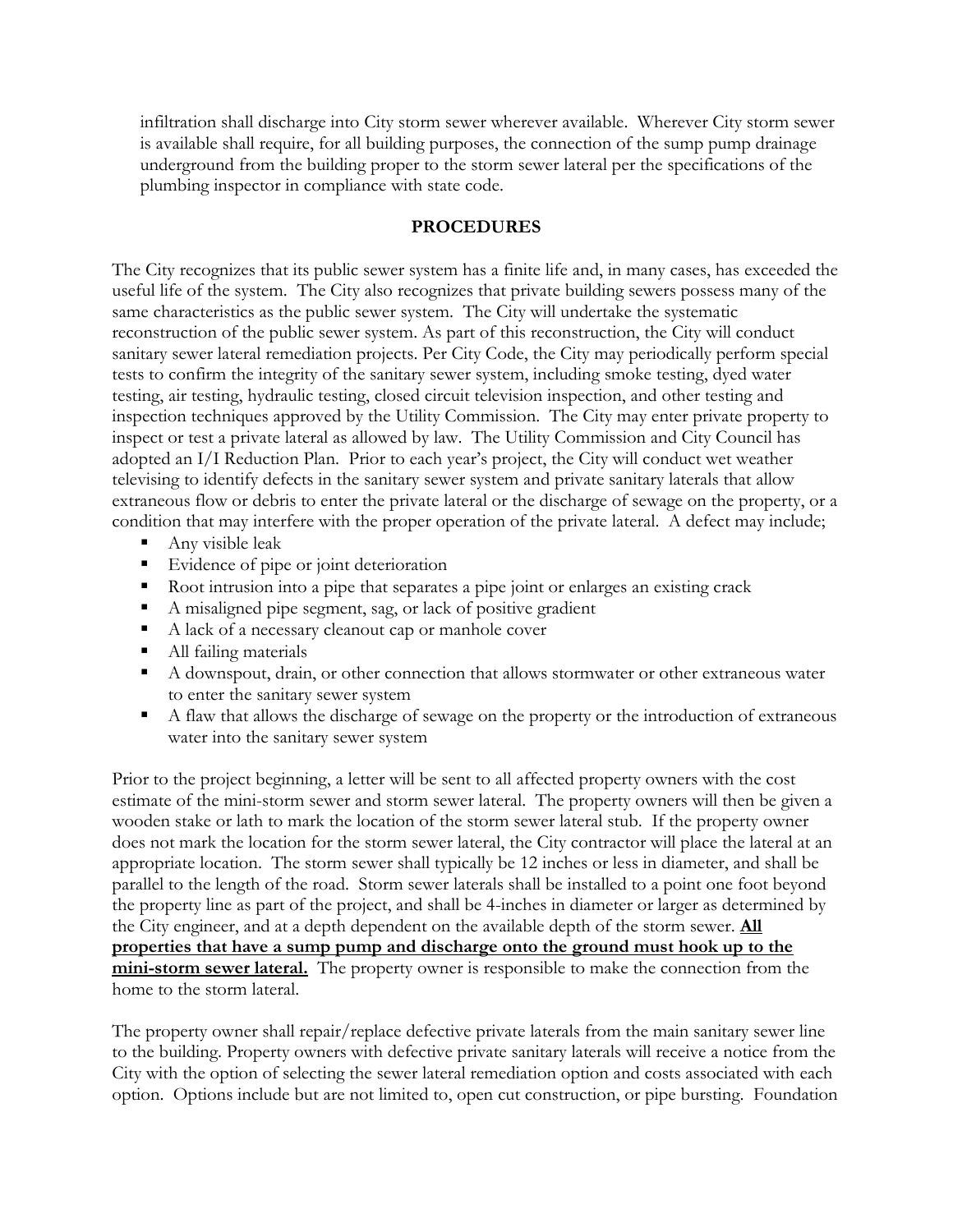infiltration shall discharge into City storm sewer wherever available. Wherever City storm sewer is available shall require, for all building purposes, the connection of the sump pump drainage underground from the building proper to the storm sewer lateral per the specifications of the plumbing inspector in compliance with state code.

## PROCEDURES

The City recognizes that its public sewer system has a finite life and, in many cases, has exceeded the useful life of the system. The City also recognizes that private building sewers possess many of the same characteristics as the public sewer system. The City will undertake the systematic reconstruction of the public sewer system. As part of this reconstruction, the City will conduct sanitary sewer lateral remediation projects. Per City Code, the City may periodically perform special tests to confirm the integrity of the sanitary sewer system, including smoke testing, dyed water testing, air testing, hydraulic testing, closed circuit television inspection, and other testing and inspection techniques approved by the Utility Commission. The City may enter private property to inspect or test a private lateral as allowed by law. The Utility Commission and City Council has adopted an I/I Reduction Plan. Prior to each year's project, the City will conduct wet weather televising to identify defects in the sanitary sewer system and private sanitary laterals that allow extraneous flow or debris to enter the private lateral or the discharge of sewage on the property, or a condition that may interfere with the proper operation of the private lateral. A defect may include;

- Any visible leak
- Evidence of pipe or joint deterioration
- Root intrusion into a pipe that separates a pipe joint or enlarges an existing crack
- A misaligned pipe segment, sag, or lack of positive gradient
- A lack of a necessary cleanout cap or manhole cover
- All failing materials
- A downspout, drain, or other connection that allows stormwater or other extraneous water to enter the sanitary sewer system
- A flaw that allows the discharge of sewage on the property or the introduction of extraneous water into the sanitary sewer system

Prior to the project beginning, a letter will be sent to all affected property owners with the cost estimate of the mini-storm sewer and storm sewer lateral. The property owners will then be given a wooden stake or lath to mark the location of the storm sewer lateral stub. If the property owner does not mark the location for the storm sewer lateral, the City contractor will place the lateral at an appropriate location. The storm sewer shall typically be 12 inches or less in diameter, and shall be parallel to the length of the road. Storm sewer laterals shall be installed to a point one foot beyond the property line as part of the project, and shall be 4-inches in diameter or larger as determined by the City engineer, and at a depth dependent on the available depth of the storm sewer. **<u>All properties that have a sump pump and discharge onto the ground must hook up to the mini-storm sewer lateral.</u>** The property owner is responsible to make the connection from the home to the storm lateral.

The property owner shall repair/replace defective private laterals from the main sanitary sewer line to the building. Property owners with defective private sanitary laterals will receive a notice from the City with the option of selecting the sewer lateral remediation option and costs associated with each option. Options include but are not limited to, open cut construction, or pipe bursting. Foundation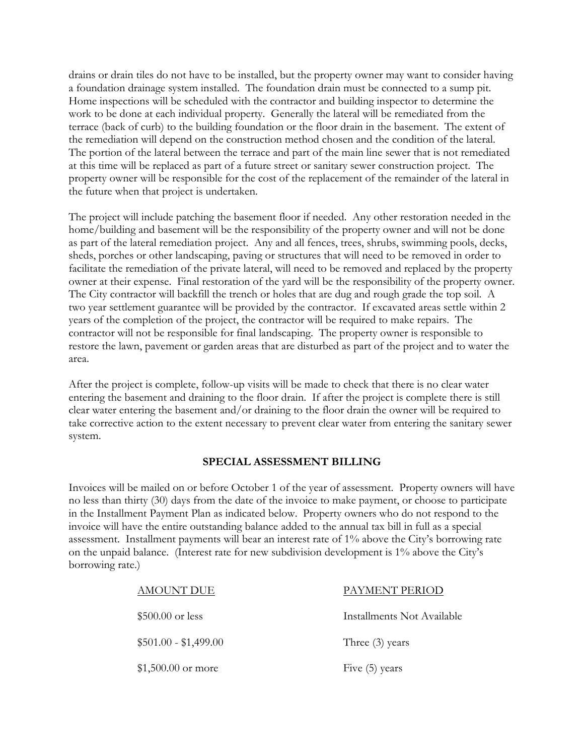drains or drain tiles do not have to be installed, but the property owner may want to consider having a foundation drainage system installed. The foundation drain must be connected to a sump pit. Home inspections will be scheduled with the contractor and building inspector to determine the work to be done at each individual property. Generally the lateral will be remediated from the terrace (back of curb) to the building foundation or the floor drain in the basement. The extent of the remediation will depend on the construction method chosen and the condition of the lateral. The portion of the lateral between the terrace and part of the main line sewer that is not remediated at this time will be replaced as part of a future street or sanitary sewer construction project. The property owner will be responsible for the cost of the replacement of the remainder of the lateral in the future when that project is undertaken.

The project will include patching the basement floor if needed. Any other restoration needed in the home/building and basement will be the responsibility of the property owner and will not be done as part of the lateral remediation project. Any and all fences, trees, shrubs, swimming pools, decks, sheds, porches or other landscaping, paving or structures that will need to be removed in order to facilitate the remediation of the private lateral, will need to be removed and replaced by the property owner at their expense. Final restoration of the yard will be the responsibility of the property owner. The City contractor will backfill the trench or holes that are dug and rough grade the top soil. A two year settlement guarantee will be provided by the contractor. If excavated areas settle within 2 years of the completion of the project, the contractor will be required to make repairs. The contractor will not be responsible for final landscaping. The property owner is responsible to restore the lawn, pavement or garden areas that are disturbed as part of the project and to water the area.

After the project is complete, follow-up visits will be made to check that there is no clear water entering the basement and draining to the floor drain. If after the project is complete there is still clear water entering the basement and/or draining to the floor drain the owner will be required to take corrective action to the extent necessary to prevent clear water from entering the sanitary sewer system.

## SPECIAL ASSESSMENT BILLING

Invoices will be mailed on or before October 1 of the year of assessment. Property owners will have no less than thirty (30) days from the date of the invoice to make payment, or choose to participate in the Installment Payment Plan as indicated below. Property owners who do not respond to the invoice will have the entire outstanding balance added to the annual tax bill in full as a special assessment. Installment payments will bear an interest rate of 1% above the City's borrowing rate on the unpaid balance. (Interest rate for new subdivision development is 1% above the City's borrowing rate.)

| AMOUNT DUE | PAYMENT PERIOD |
|---|---|
| $500.00 or less | Installments Not Available |
| $501.00 - $1,499.00 | Three (3) years |
| $1,500.00 or more | Five (5) years |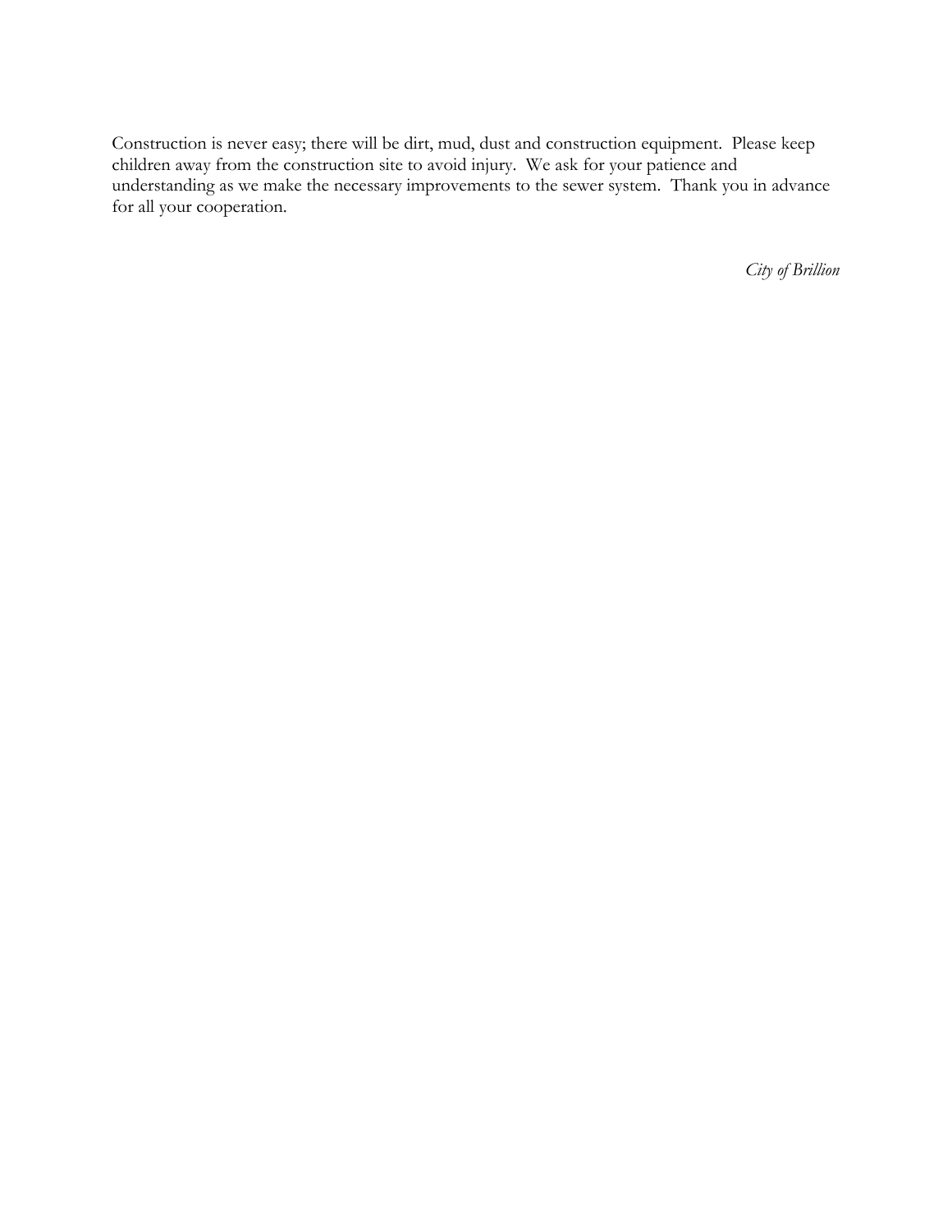Construction is never easy; there will be dirt, mud, dust and construction equipment. Please keep children away from the construction site to avoid injury. We ask for your patience and understanding as we make the necessary improvements to the sewer system. Thank you in advance for all your cooperation.

*City of Brillion*